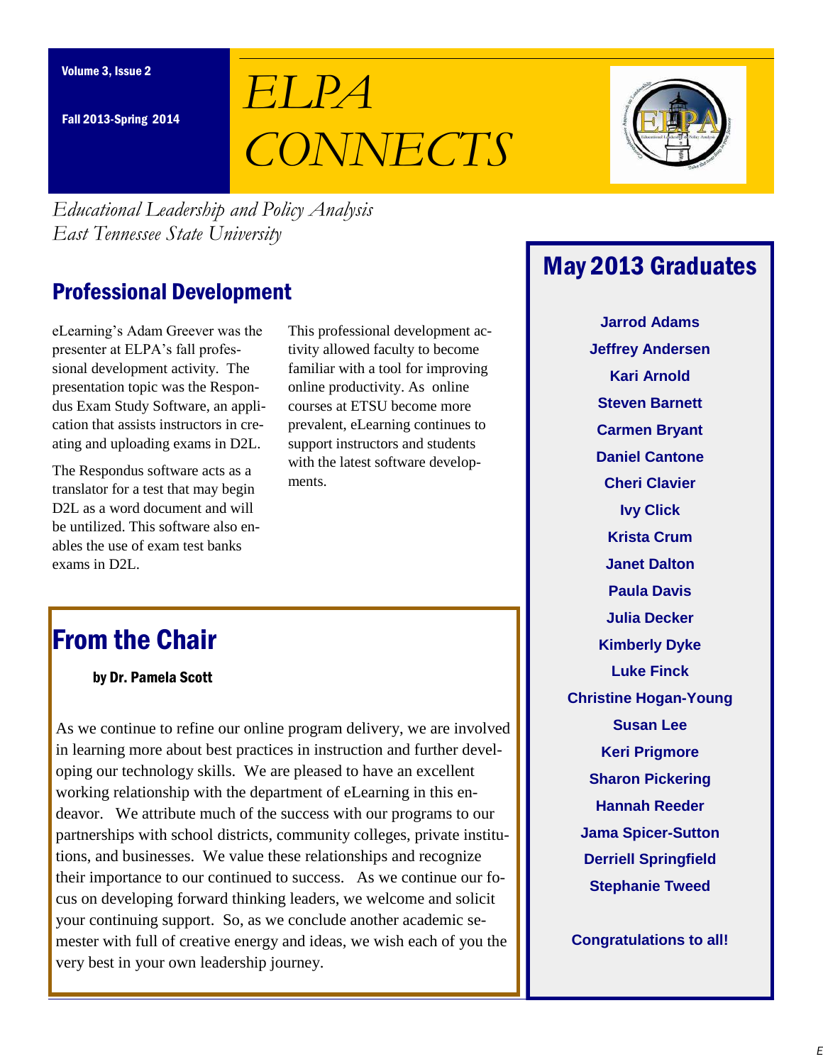Volume 3, Issue 2

Fall 2013-Spring 2014

# ELPA CONNECTS

*Educational Leadership and Policy Analysis*
*East Tennessee State University*

## Professional Development

eLearning's Adam Greever was the presenter at ELPA's fall professional development activity. The presentation topic was the Respondus Exam Study Software, an application that assists instructors in creating and uploading exams in D2L.

The Respondus software acts as a translator for a test that may begin D2L as a word document and will be untilized. This software also enables the use of exam test banks exams in D2L.

This professional development activity allowed faculty to become familiar with a tool for improving online productivity. As online courses at ETSU become more prevalent, eLearning continues to support instructors and students with the latest software developments.

## From the Chair

**by Dr. Pamela Scott**

As we continue to refine our online program delivery, we are involved in learning more about best practices in instruction and further developing our technology skills. We are pleased to have an excellent working relationship with the department of eLearning in this endeavor. We attribute much of the success with our programs to our partnerships with school districts, community colleges, private institutions, and businesses. We value these relationships and recognize their importance to our continued to success. As we continue our focus on developing forward thinking leaders, we welcome and solicit your continuing support. So, as we conclude another academic semester with full of creative energy and ideas, we wish each of you the very best in your own leadership journey.

## May 2013 Graduates

**Jarrod Adams**
**Jeffrey Andersen**
**Kari Arnold**
**Steven Barnett**
**Carmen Bryant**
**Daniel Cantone**
**Cheri Clavier**
**Ivy Click**
**Krista Crum**
**Janet Dalton**
**Paula Davis**
**Julia Decker**
**Kimberly Dyke**
**Luke Finck**
**Christine Hogan-Young**
**Susan Lee**
**Keri Prigmore**
**Sharon Pickering**
**Hannah Reeder**
**Jama Spicer-Sutton**
**Derriell Springfield**
**Stephanie Tweed**

**Congratulations to all!**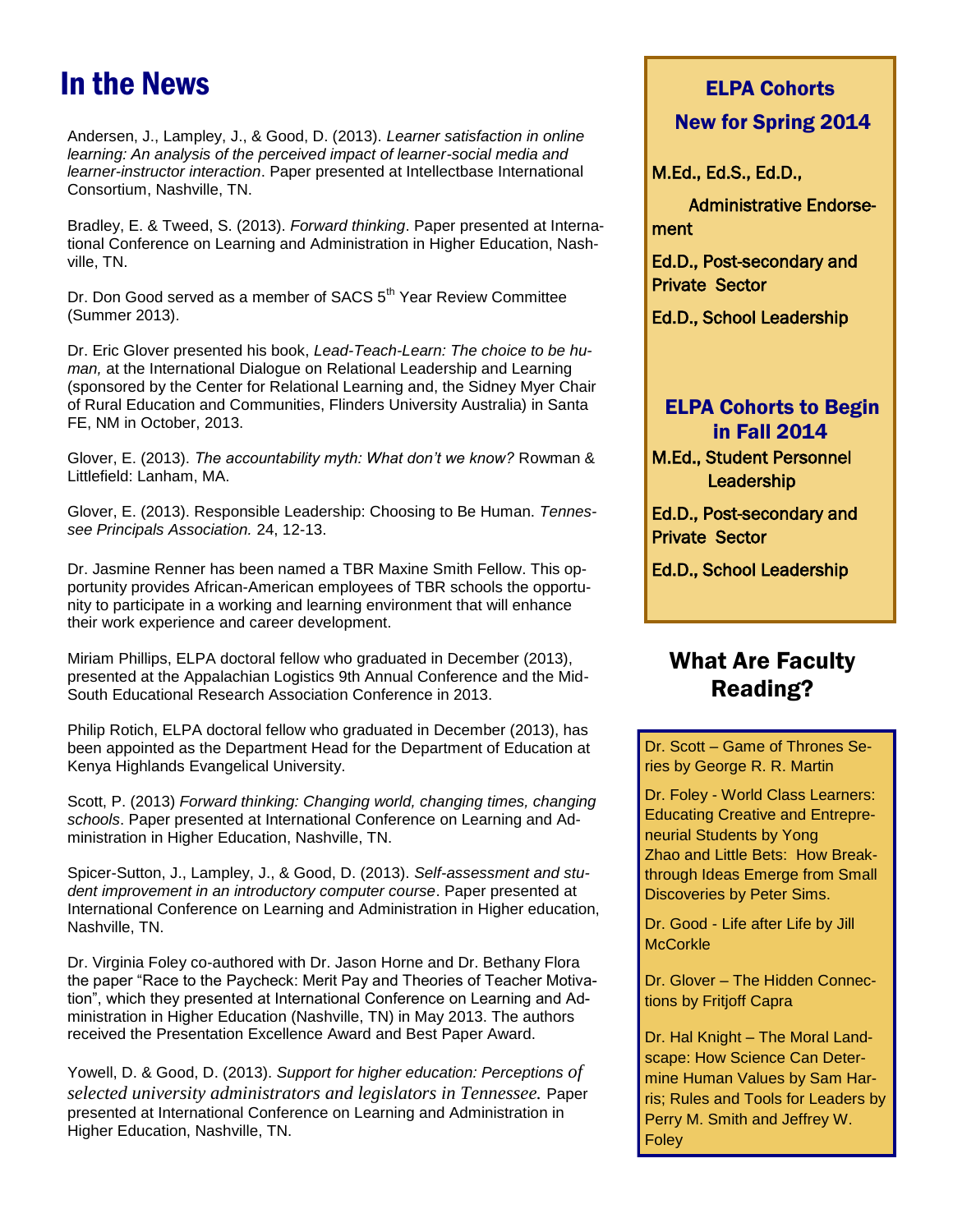# In the News

Andersen, J., Lampley, J., & Good, D. (2013). *Learner satisfaction in online learning: An analysis of the perceived impact of learner-social media and learner-instructor interaction*. Paper presented at Intellectbase International Consortium, Nashville, TN.

Bradley, E. & Tweed, S. (2013). *Forward thinking*. Paper presented at International Conference on Learning and Administration in Higher Education, Nashville, TN.

Dr. Don Good served as a member of SACS 5th Year Review Committee (Summer 2013).

Dr. Eric Glover presented his book, *Lead-Teach-Learn: The choice to be human,* at the International Dialogue on Relational Leadership and Learning (sponsored by the Center for Relational Learning and, the Sidney Myer Chair of Rural Education and Communities, Flinders University Australia) in Santa FE, NM in October, 2013.

Glover, E. (2013). *The accountability myth: What don't we know?* Rowman & Littlefield: Lanham, MA.

Glover, E. (2013). Responsible Leadership: Choosing to Be Human. *Tennessee Principals Association.* 24, 12-13.

Dr. Jasmine Renner has been named a TBR Maxine Smith Fellow. This opportunity provides African-American employees of TBR schools the opportunity to participate in a working and learning environment that will enhance their work experience and career development.

Miriam Phillips, ELPA doctoral fellow who graduated in December (2013), presented at the Appalachian Logistics 9th Annual Conference and the Mid-South Educational Research Association Conference in 2013.

Philip Rotich, ELPA doctoral fellow who graduated in December (2013), has been appointed as the Department Head for the Department of Education at Kenya Highlands Evangelical University.

Scott, P. (2013) *Forward thinking: Changing world, changing times, changing schools*. Paper presented at International Conference on Learning and Administration in Higher Education, Nashville, TN.

Spicer-Sutton, J., Lampley, J., & Good, D. (2013). *Self-assessment and student improvement in an introductory computer course*. Paper presented at International Conference on Learning and Administration in Higher education, Nashville, TN.

Dr. Virginia Foley co-authored with Dr. Jason Horne and Dr. Bethany Flora the paper "Race to the Paycheck: Merit Pay and Theories of Teacher Motivation", which they presented at International Conference on Learning and Administration in Higher Education (Nashville, TN) in May 2013. The authors received the Presentation Excellence Award and Best Paper Award.

Yowell, D. & Good, D. (2013). *Support for higher education: Perceptions of selected university administrators and legislators in Tennessee.* Paper presented at International Conference on Learning and Administration in Higher Education, Nashville, TN.

## ELPA Cohorts New for Spring 2014

**M.Ed., Ed.S., Ed.D., Administrative Endorsement**

**Ed.D., Post-secondary and Private Sector**

**Ed.D., School Leadership**

## ELPA Cohorts to Begin in Fall 2014

**M.Ed., Student Personnel Leadership**

**Ed.D., Post-secondary and Private Sector**

**Ed.D., School Leadership**

## What Are Faculty Reading?

Dr. Scott – Game of Thrones Series by George R. R. Martin

Dr. Foley - World Class Learners: Educating Creative and Entrepreneurial Students by Yong Zhao and Little Bets: How Breakthrough Ideas Emerge from Small Discoveries by Peter Sims.

Dr. Good - Life after Life by Jill McCorkle

Dr. Glover – The Hidden Connections by Fritjoff Capra

Dr. Hal Knight – The Moral Landscape: How Science Can Determine Human Values by Sam Harris; Rules and Tools for Leaders by Perry M. Smith and Jeffrey W. Foley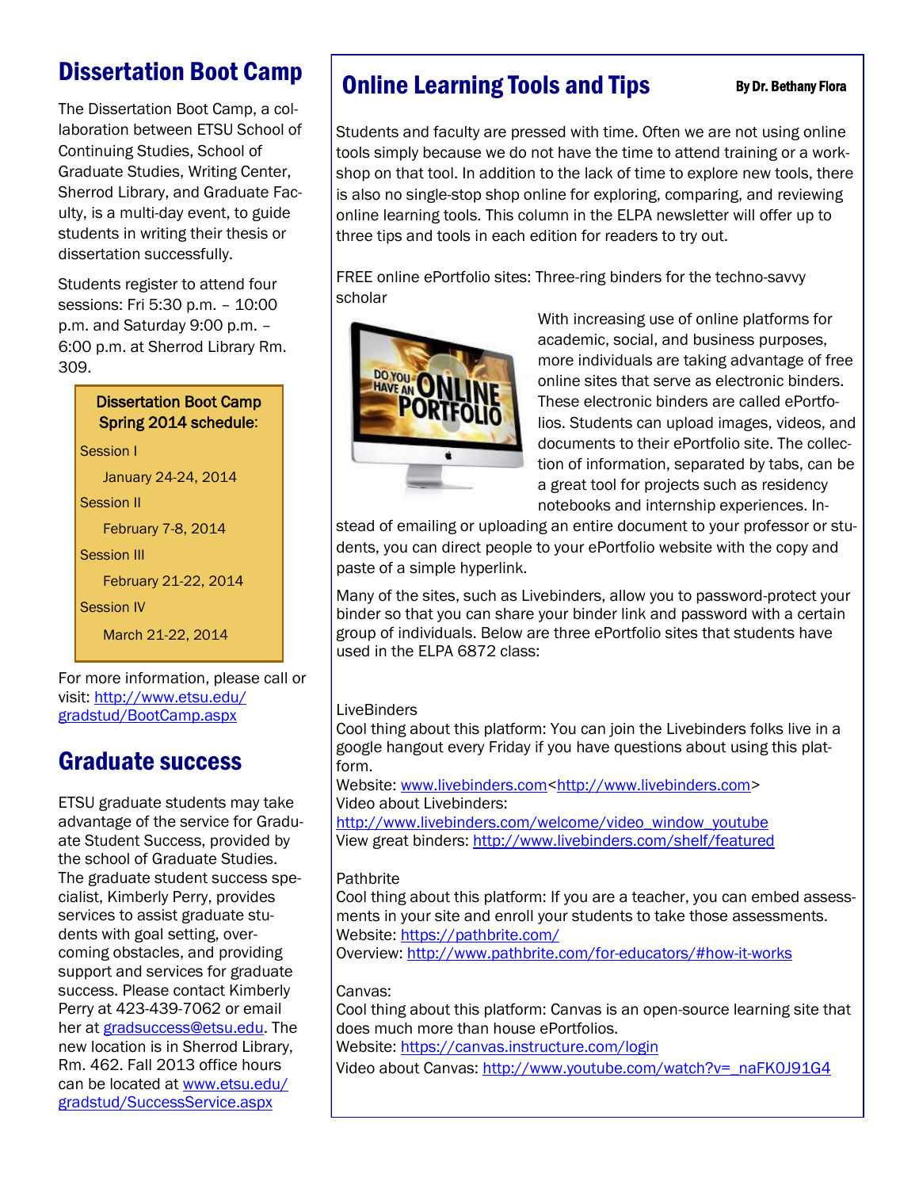## Dissertation Boot Camp

The Dissertation Boot Camp, a collaboration between ETSU School of Continuing Studies, School of Graduate Studies, Writing Center, Sherrod Library, and Graduate Faculty, is a multi-day event, to guide students in writing their thesis or dissertation successfully.

Students register to attend four sessions: Fri 5:30 p.m. – 10:00 p.m. and Saturday 9:00 p.m. – 6:00 p.m. at Sherrod Library Rm. 309.

**Dissertation Boot Camp Spring 2014 schedule:**

Session I

January 24-24, 2014

Session II

February 7-8, 2014

Session III

February 21-22, 2014

Session IV

March 21-22, 2014

For more information, please call or visit: http://www.etsu.edu/gradstud/BootCamp.aspx

## Graduate success

ETSU graduate students may take advantage of the service for Graduate Student Success, provided by the school of Graduate Studies. The graduate student success specialist, Kimberly Perry, provides services to assist graduate students with goal setting, overcoming obstacles, and providing support and services for graduate success. Please contact Kimberly Perry at 423-439-7062 or email her at gradsuccess@etsu.edu. The new location is in Sherrod Library, Rm. 462. Fall 2013 office hours can be located at www.etsu.edu/gradstud/SuccessService.aspx

## Online Learning Tools and Tips

**By Dr. Bethany Flora**

Students and faculty are pressed with time. Often we are not using online tools simply because we do not have the time to attend training or a workshop on that tool. In addition to the lack of time to explore new tools, there is also no single-stop shop online for exploring, comparing, and reviewing online learning tools. This column in the ELPA newsletter will offer up to three tips and tools in each edition for readers to try out.

FREE online ePortfolio sites: Three-ring binders for the techno-savvy scholar

With increasing use of online platforms for academic, social, and business purposes, more individuals are taking advantage of free online sites that serve as electronic binders. These electronic binders are called ePortfolios. Students can upload images, videos, and documents to their ePortfolio site. The collection of information, separated by tabs, can be a great tool for projects such as residency notebooks and internship experiences. Instead of emailing or uploading an entire document to your professor or students, you can direct people to your ePortfolio website with the copy and paste of a simple hyperlink.

Many of the sites, such as Livebinders, allow you to password-protect your binder so that you can share your binder link and password with a certain group of individuals. Below are three ePortfolio sites that students have used in the ELPA 6872 class:

LiveBinders
Cool thing about this platform: You can join the Livebinders folks live in a google hangout every Friday if you have questions about using this platform.
Website: www.livebinders.com<http://www.livebinders.com>
Video about Livebinders:
http://www.livebinders.com/welcome/video_window_youtube
View great binders: http://www.livebinders.com/shelf/featured

Pathbrite
Cool thing about this platform: If you are a teacher, you can embed assessments in your site and enroll your students to take those assessments.
Website: https://pathbrite.com/
Overview: http://www.pathbrite.com/for-educators/#how-it-works

Canvas:
Cool thing about this platform: Canvas is an open-source learning site that does much more than house ePortfolios.
Website: https://canvas.instructure.com/login
Video about Canvas: http://www.youtube.com/watch?v=_naFK0J91G4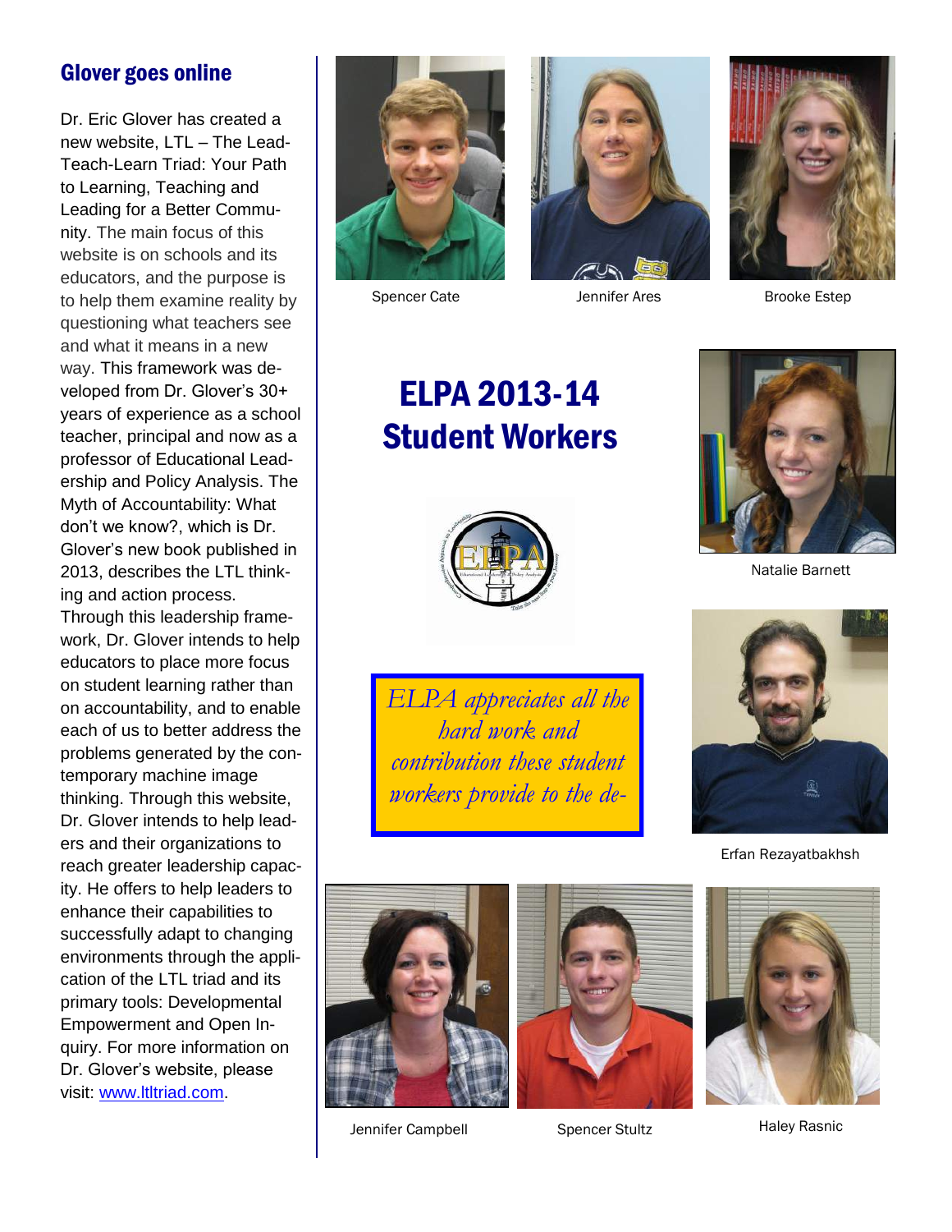## Glover goes online

Dr. Eric Glover has created a new website, LTL – The Lead-Teach-Learn Triad: Your Path to Learning, Teaching and Leading for a Better Community. The main focus of this website is on schools and its educators, and the purpose is to help them examine reality by questioning what teachers see and what it means in a new way. This framework was developed from Dr. Glover's 30+ years of experience as a school teacher, principal and now as a professor of Educational Leadership and Policy Analysis. The Myth of Accountability: What don't we know?, which is Dr. Glover's new book published in 2013, describes the LTL thinking and action process. Through this leadership framework, Dr. Glover intends to help educators to place more focus on student learning rather than on accountability, and to enable each of us to better address the problems generated by the contemporary machine image thinking. Through this website, Dr. Glover intends to help leaders and their organizations to reach greater leadership capacity. He offers to help leaders to enhance their capabilities to successfully adapt to changing environments through the application of the LTL triad and its primary tools: Developmental Empowerment and Open Inquiry. For more information on Dr. Glover's website, please visit: [www.ltltriad.com](http://www.ltltriad.com).

# ELPA 2013-14 Student Workers

Spencer Cate

Jennifer Ares

Brooke Estep

Natalie Barnett

*ELPA appreciates all the hard work and contribution these student workers provide to the de-*

Erfan Rezayatbakhsh

Jennifer Campbell

Spencer Stultz

Haley Rasnic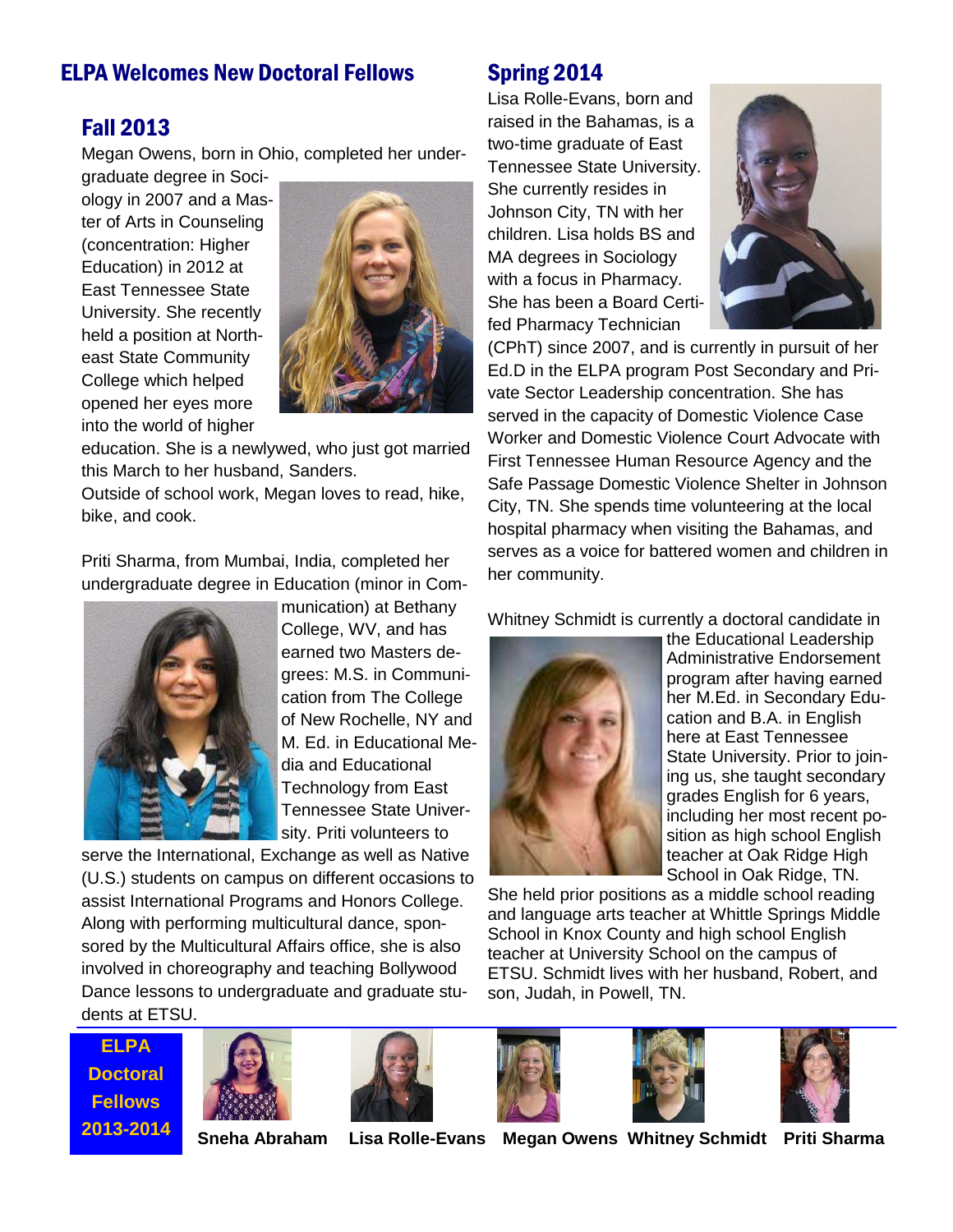## ELPA Welcomes New Doctoral Fellows

### Fall 2013

Megan Owens, born in Ohio, completed her undergraduate degree in Sociology in 2007 and a Master of Arts in Counseling (concentration: Higher Education) in 2012 at East Tennessee State University. She recently held a position at Northeast State Community College which helped opened her eyes more into the world of higher education. She is a newlywed, who just got married this March to her husband, Sanders.
Outside of school work, Megan loves to read, hike, bike, and cook.

Priti Sharma, from Mumbai, India, completed her undergraduate degree in Education (minor in Communication) at Bethany College, WV, and has earned two Masters degrees: M.S. in Communication from The College of New Rochelle, NY and M. Ed. in Educational Media and Educational Technology from East Tennessee State University. Priti volunteers to serve the International, Exchange as well as Native (U.S.) students on campus on different occasions to assist International Programs and Honors College. Along with performing multicultural dance, sponsored by the Multicultural Affairs office, she is also involved in choreography and teaching Bollywood Dance lessons to undergraduate and graduate students at ETSU.

### Spring 2014

Lisa Rolle-Evans, born and raised in the Bahamas, is a two-time graduate of East Tennessee State University. She currently resides in Johnson City, TN with her children. Lisa holds BS and MA degrees in Sociology with a focus in Pharmacy. She has been a Board Certifed Pharmacy Technician (CPhT) since 2007, and is currently in pursuit of her Ed.D in the ELPA program Post Secondary and Private Sector Leadership concentration. She has served in the capacity of Domestic Violence Case Worker and Domestic Violence Court Advocate with First Tennessee Human Resource Agency and the Safe Passage Domestic Violence Shelter in Johnson City, TN. She spends time volunteering at the local hospital pharmacy when visiting the Bahamas, and serves as a voice for battered women and children in her community.

Whitney Schmidt is currently a doctoral candidate in the Educational Leadership Administrative Endorsement program after having earned her M.Ed. in Secondary Education and B.A. in English here at East Tennessee State University. Prior to joining us, she taught secondary grades English for 6 years, including her most recent position as high school English teacher at Oak Ridge High School in Oak Ridge, TN. She held prior positions as a middle school reading and language arts teacher at Whittle Springs Middle School in Knox County and high school English teacher at University School on the campus of ETSU. Schmidt lives with her husband, Robert, and son, Judah, in Powell, TN.

**ELPA Doctoral Fellows 2013-2014**

**Sneha Abraham** **Lisa Rolle-Evans** **Megan Owens** **Whitney Schmidt** **Priti Sharma**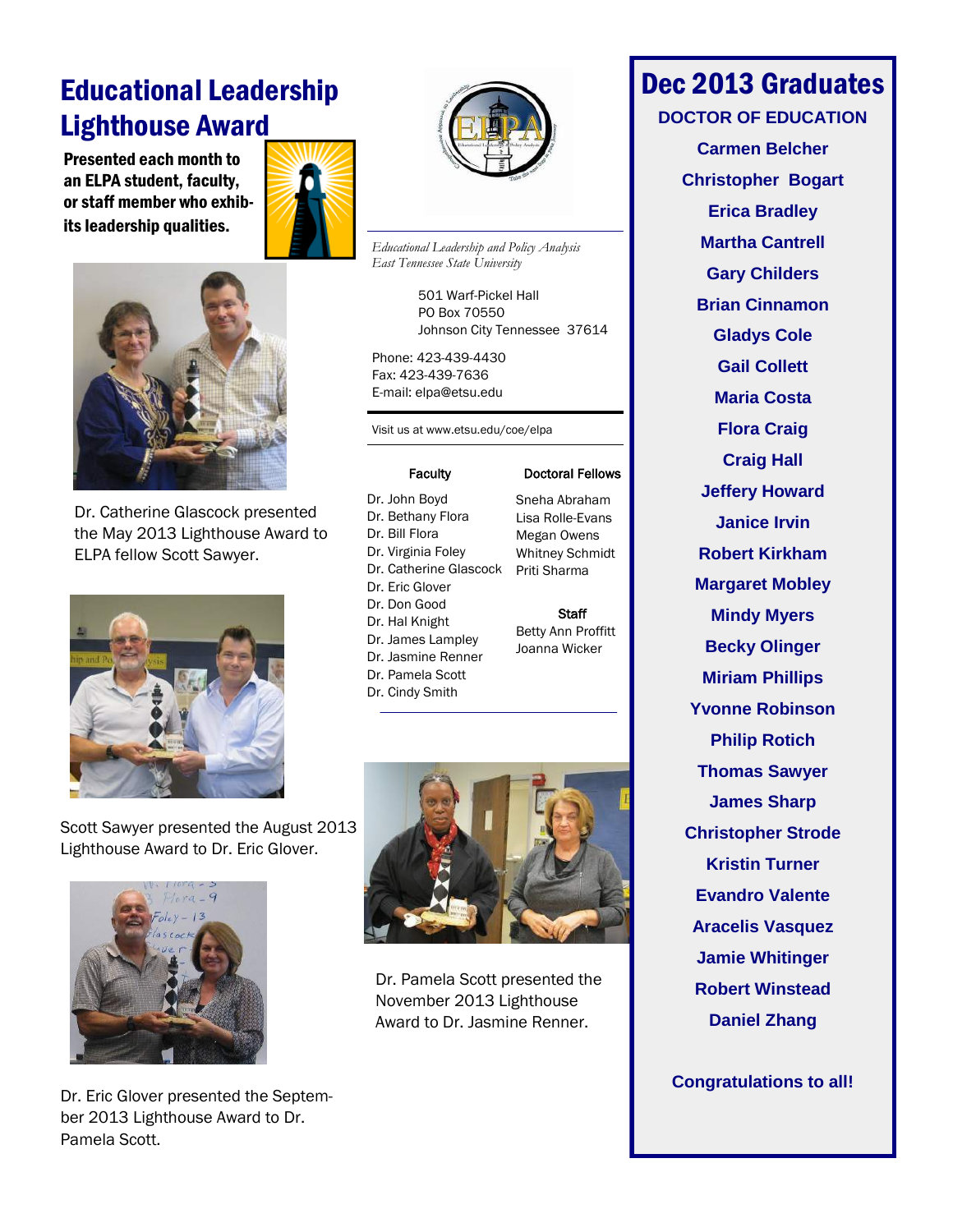# Educational Leadership Lighthouse Award

**Presented each month to an ELPA student, faculty, or staff member who exhibits leadership qualities.**

Dr. Catherine Glascock presented the May 2013 Lighthouse Award to ELPA fellow Scott Sawyer.

Scott Sawyer presented the August 2013 Lighthouse Award to Dr. Eric Glover.

Dr. Eric Glover presented the September 2013 Lighthouse Award to Dr. Pamela Scott.

*Educational Leadership and Policy Analysis*
*East Tennessee State University*

501 Warf-Pickel Hall
PO Box 70550
Johnson City Tennessee 37614

Phone: 423-439-4430
Fax: 423-439-7636
E-mail: elpa@etsu.edu

Visit us at www.etsu.edu/coe/elpa

**Faculty**

Dr. John Boyd
Dr. Bethany Flora
Dr. Bill Flora
Dr. Virginia Foley
Dr. Catherine Glascock
Dr. Eric Glover
Dr. Don Good
Dr. Hal Knight
Dr. James Lampley
Dr. Jasmine Renner
Dr. Pamela Scott
Dr. Cindy Smith

**Doctoral Fellows**

Sneha Abraham
Lisa Rolle-Evans
Megan Owens
Whitney Schmidt
Priti Sharma

**Staff**

Betty Ann Proffitt
Joanna Wicker

Dr. Pamela Scott presented the November 2013 Lighthouse Award to Dr. Jasmine Renner.

## Dec 2013 Graduates

**DOCTOR OF EDUCATION**

**Carmen Belcher**
**Christopher Bogart**
**Erica Bradley**
**Martha Cantrell**
**Gary Childers**
**Brian Cinnamon**
**Gladys Cole**
**Gail Collett**
**Maria Costa**
**Flora Craig**
**Craig Hall**
**Jeffery Howard**
**Janice Irvin**
**Robert Kirkham**
**Margaret Mobley**
**Mindy Myers**
**Becky Olinger**
**Miriam Phillips**
**Yvonne Robinson**
**Philip Rotich**
**Thomas Sawyer**
**James Sharp**
**Christopher Strode**
**Kristin Turner**
**Evandro Valente**
**Aracelis Vasquez**
**Jamie Whitinger**
**Robert Winstead**
**Daniel Zhang**

**Congratulations to all!**